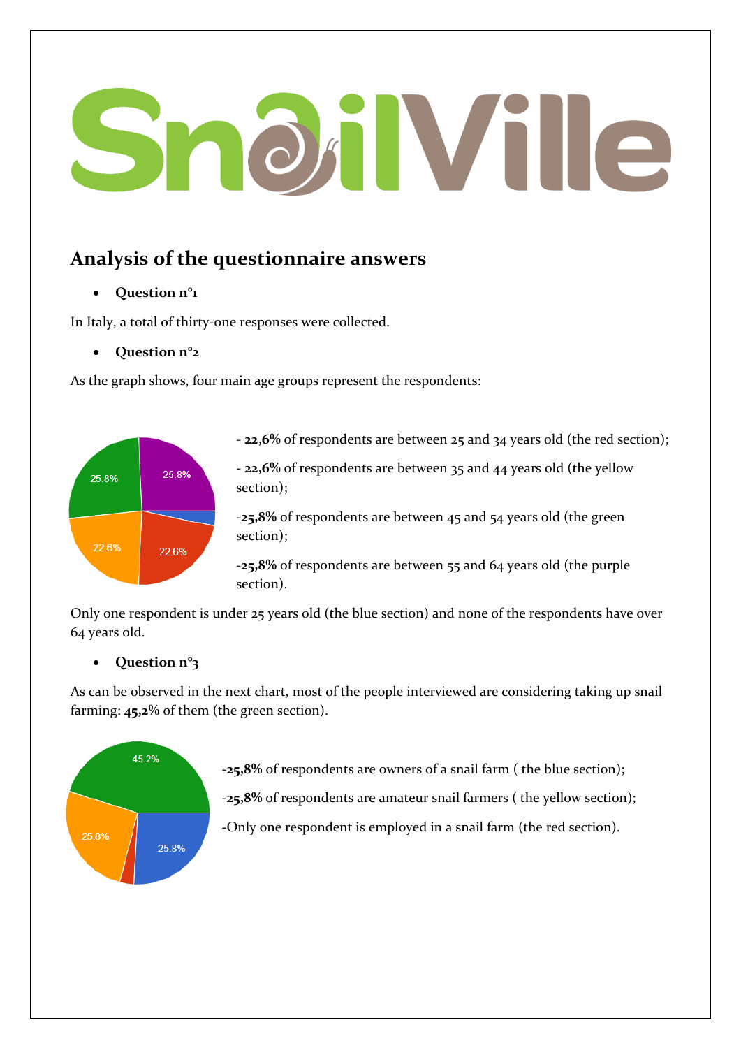# SnailVille

## Analysis of the questionnaire answers

- **Question n°1**

In Italy, a total of thirty-one responses were collected.

- **Question n°2**

As the graph shows, four main age groups represent the respondents:

- **22,6%** of respondents are between 25 and 34 years old (the red section);

- **22,6%** of respondents are between 35 and 44 years old (the yellow section);

-**25,8%** of respondents are between 45 and 54 years old (the green section);

-**25,8%** of respondents are between 55 and 64 years old (the purple section).

Only one respondent is under 25 years old (the blue section) and none of the respondents have over 64 years old.

- **Question n°3**

As can be observed in the next chart, most of the people interviewed are considering taking up snail farming: **45,2%** of them (the green section).

-**25,8%** of respondents are owners of a snail farm ( the blue section);

-**25,8%** of respondents are amateur snail farmers ( the yellow section);

-Only one respondent is employed in a snail farm (the red section).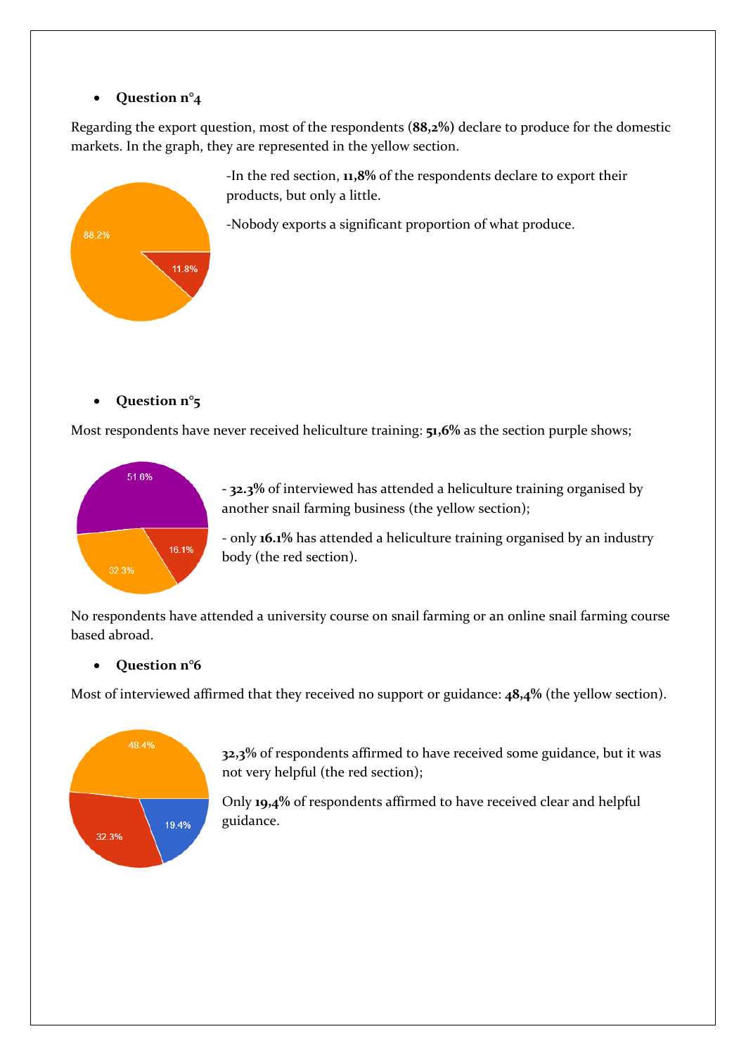- **Question n°4**

Regarding the export question, most of the respondents (**88,2%**) declare to produce for the domestic markets. In the graph, they are represented in the yellow section.

-In the red section, **11,8%** of the respondents declare to export their products, but only a little.

-Nobody exports a significant proportion of what produce.

- **Question n°5**

Most respondents have never received heliculture training: **51,6%** as the section purple shows;

- **32.3%** of interviewed has attended a heliculture training organised by another snail farming business (the yellow section);

- only **16.1%** has attended a heliculture training organised by an industry body (the red section).

No respondents have attended a university course on snail farming or an online snail farming course based abroad.

- **Question n°6**

Most of interviewed affirmed that they received no support or guidance: **48,4%** (the yellow section).

**32,3%** of respondents affirmed to have received some guidance, but it was not very helpful (the red section);

Only **19,4%** of respondents affirmed to have received clear and helpful guidance.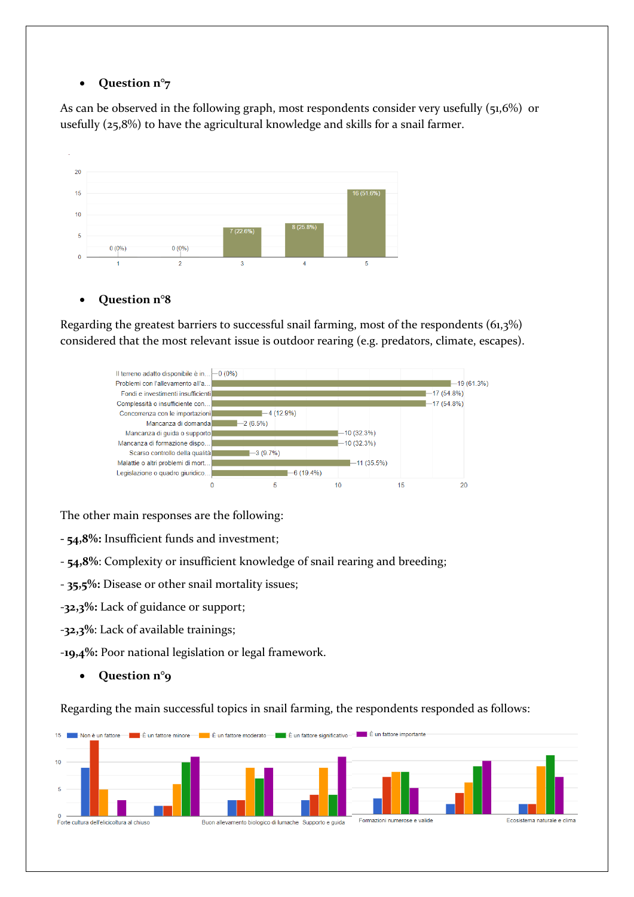- **Question n°7**

As can be observed in the following graph, most respondents consider very usefully (51,6%) or usefully (25,8%) to have the agricultural knowledge and skills for a snail farmer.

- **Question n°8**

Regarding the greatest barriers to successful snail farming, most of the respondents (61,3%) considered that the most relevant issue is outdoor rearing (e.g. predators, climate, escapes).

The other main responses are the following:

- **54,8%:** Insufficient funds and investment;

- **54,8%**: Complexity or insufficient knowledge of snail rearing and breeding;

- **35,5%:** Disease or other snail mortality issues;

-**32,3%:** Lack of guidance or support;

-**32,3%**: Lack of available trainings;

-**19,4%:** Poor national legislation or legal framework.

- **Question n°9**

Regarding the main successful topics in snail farming, the respondents responded as follows: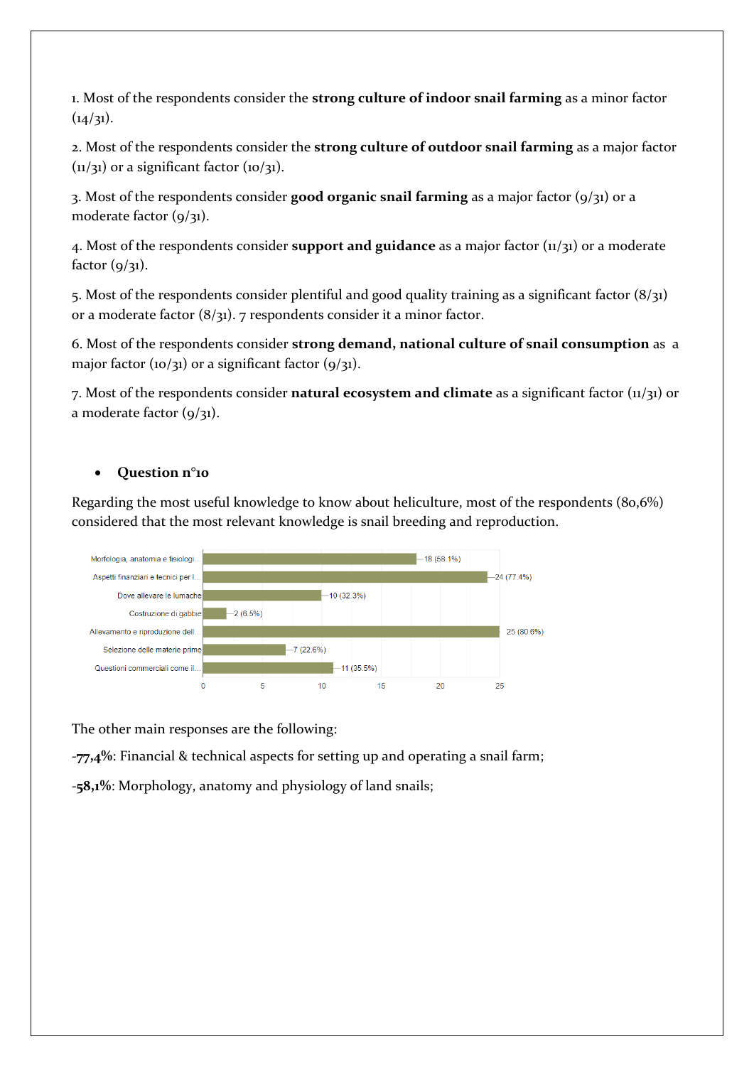1. Most of the respondents consider the **strong culture of indoor snail farming** as a minor factor (14/31).

2. Most of the respondents consider the **strong culture of outdoor snail farming** as a major factor (11/31) or a significant factor (10/31).

3. Most of the respondents consider **good organic snail farming** as a major factor (9/31) or a moderate factor (9/31).

4. Most of the respondents consider **support and guidance** as a major factor (11/31) or a moderate factor (9/31).

5. Most of the respondents consider plentiful and good quality training as a significant factor (8/31) or a moderate factor (8/31). 7 respondents consider it a minor factor.

6. Most of the respondents consider **strong demand, national culture of snail consumption** as a major factor (10/31) or a significant factor (9/31).

7. Most of the respondents consider **natural ecosystem and climate** as a significant factor (11/31) or a moderate factor (9/31).

- **Question n°10**

Regarding the most useful knowledge to know about heliculture, most of the respondents (80,6%) considered that the most relevant knowledge is snail breeding and reproduction.

Morfologia, anatomia e fisiologi... 18 (58.1%)
Aspetti finanziari e tecnici per l... 24 (77.4%)
Dove allevare le lumache 10 (32.3%)
Costruzione di gabbie 2 (6.5%)
Allevamento e riproduzione dell... 25 (80.6%)
Selezione delle materie prime 7 (22.6%)
Questioni commerciali come il... 11 (35.5%)
0 5 10 15 20 25

The other main responses are the following:

-**77,4%**: Financial & technical aspects for setting up and operating a snail farm;

-**58,1%**: Morphology, anatomy and physiology of land snails;